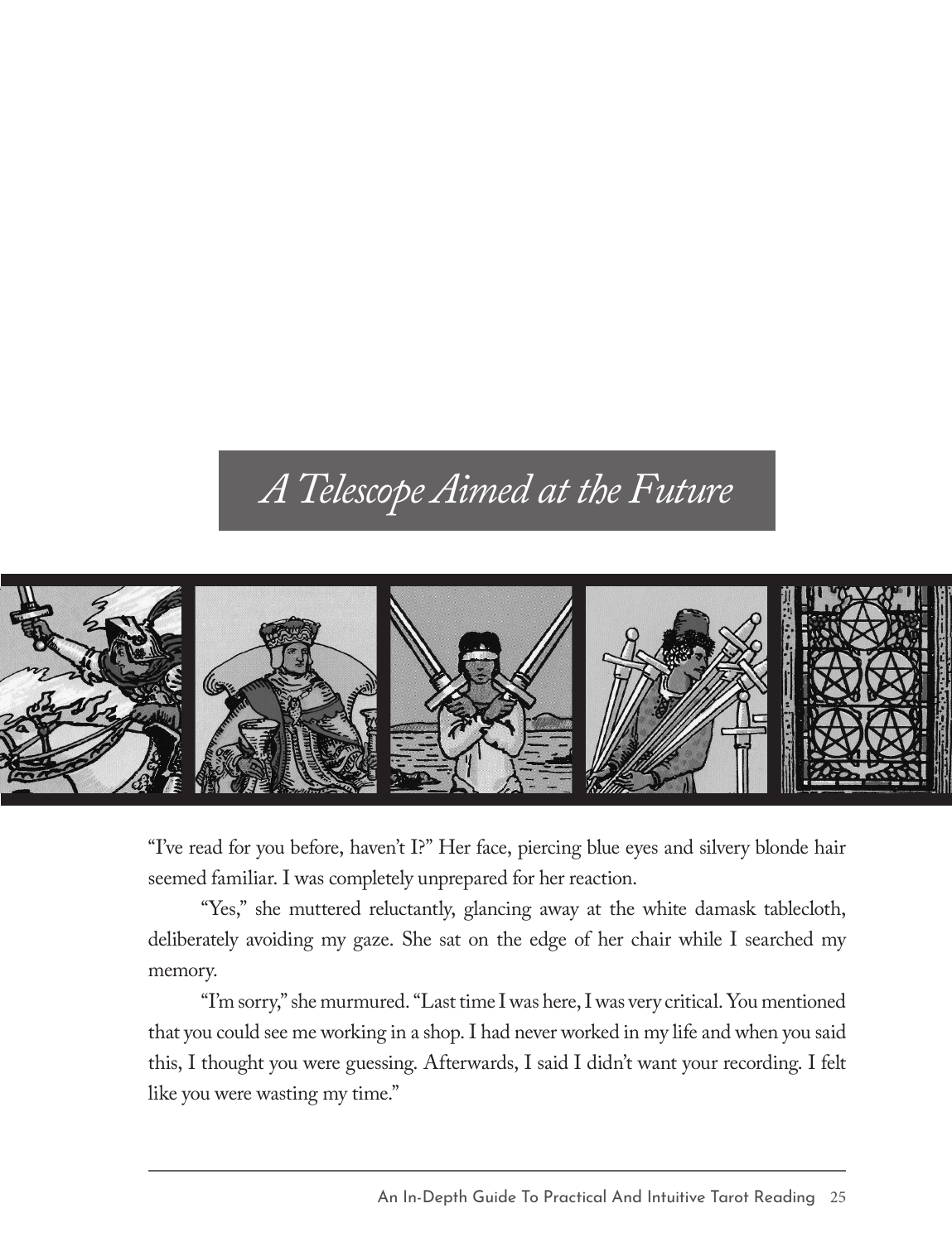# *A Telescope Aimed at the Future*

"I've read for you before, haven't I?" Her face, piercing blue eyes and silvery blonde hair seemed familiar. I was completely unprepared for her reaction.

"Yes," she muttered reluctantly, glancing away at the white damask tablecloth, deliberately avoiding my gaze. She sat on the edge of her chair while I searched my memory.

"I'm sorry," she murmured. "Last time I was here, I was very critical. You mentioned that you could see me working in a shop. I had never worked in my life and when you said this, I thought you were guessing. Afterwards, I said I didn't want your recording. I felt like you were wasting my time."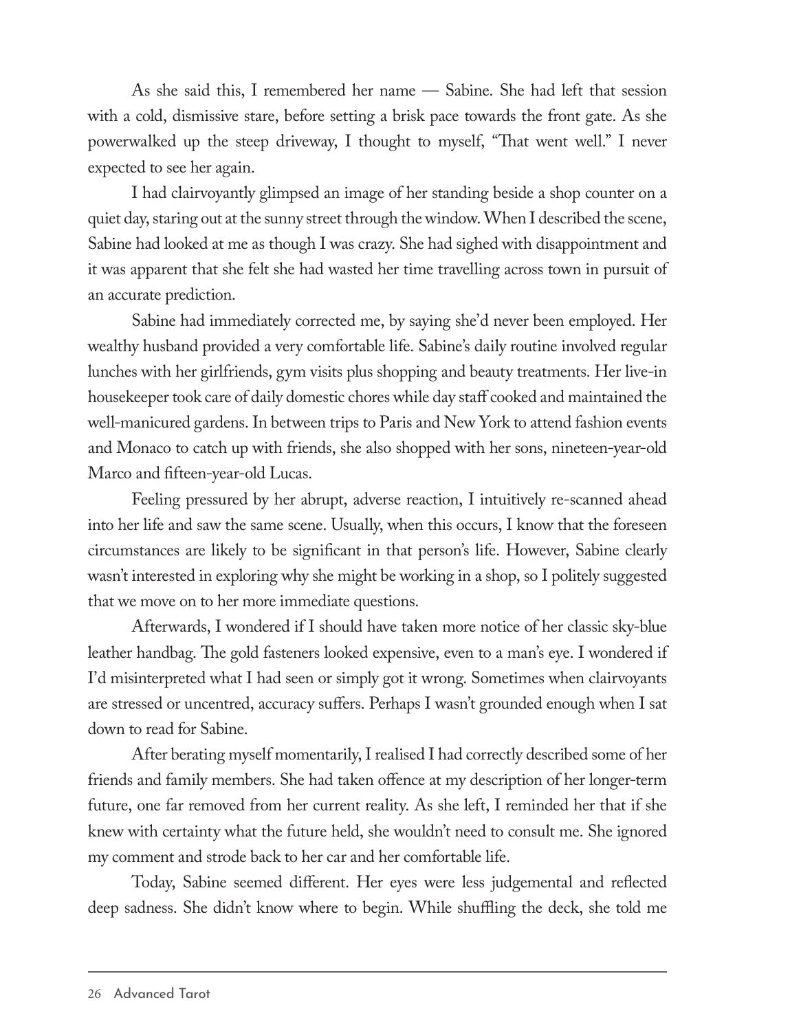As she said this, I remembered her name — Sabine. She had left that session with a cold, dismissive stare, before setting a brisk pace towards the front gate. As she powerwalked up the steep driveway, I thought to myself, "That went well." I never expected to see her again.

I had clairvoyantly glimpsed an image of her standing beside a shop counter on a quiet day, staring out at the sunny street through the window. When I described the scene, Sabine had looked at me as though I was crazy. She had sighed with disappointment and it was apparent that she felt she had wasted her time travelling across town in pursuit of an accurate prediction.

Sabine had immediately corrected me, by saying she'd never been employed. Her wealthy husband provided a very comfortable life. Sabine's daily routine involved regular lunches with her girlfriends, gym visits plus shopping and beauty treatments. Her live-in housekeeper took care of daily domestic chores while day staff cooked and maintained the well-manicured gardens. In between trips to Paris and New York to attend fashion events and Monaco to catch up with friends, she also shopped with her sons, nineteen-year-old Marco and fifteen-year-old Lucas.

Feeling pressured by her abrupt, adverse reaction, I intuitively re-scanned ahead into her life and saw the same scene. Usually, when this occurs, I know that the foreseen circumstances are likely to be significant in that person's life. However, Sabine clearly wasn't interested in exploring why she might be working in a shop, so I politely suggested that we move on to her more immediate questions.

Afterwards, I wondered if I should have taken more notice of her classic sky-blue leather handbag. The gold fasteners looked expensive, even to a man's eye. I wondered if I'd misinterpreted what I had seen or simply got it wrong. Sometimes when clairvoyants are stressed or uncentred, accuracy suffers. Perhaps I wasn't grounded enough when I sat down to read for Sabine.

After berating myself momentarily, I realised I had correctly described some of her friends and family members. She had taken offence at my description of her longer-term future, one far removed from her current reality. As she left, I reminded her that if she knew with certainty what the future held, she wouldn't need to consult me. She ignored my comment and strode back to her car and her comfortable life.

Today, Sabine seemed different. Her eyes were less judgemental and reflected deep sadness. She didn't know where to begin. While shuffling the deck, she told me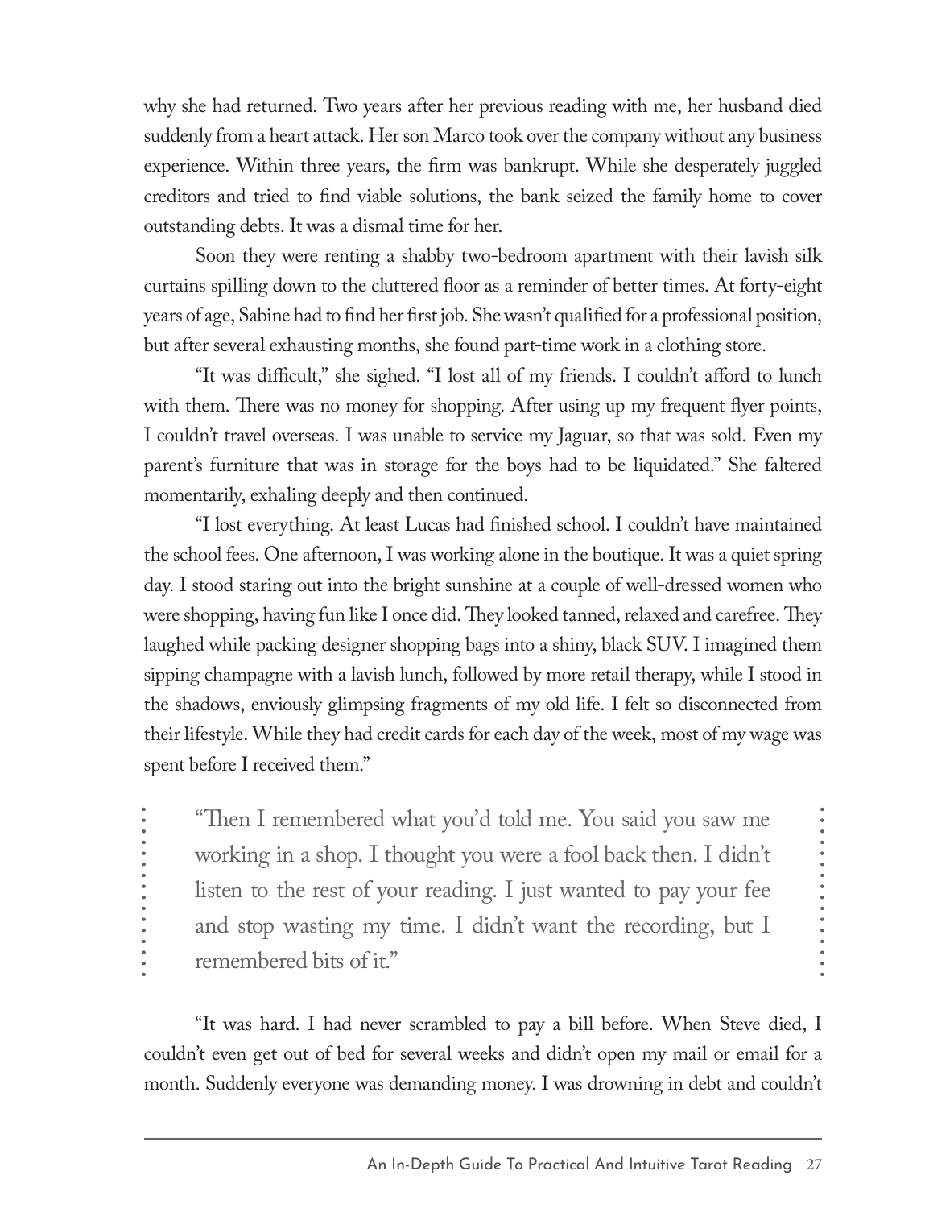why she had returned. Two years after her previous reading with me, her husband died suddenly from a heart attack. Her son Marco took over the company without any business experience. Within three years, the firm was bankrupt. While she desperately juggled creditors and tried to find viable solutions, the bank seized the family home to cover outstanding debts. It was a dismal time for her.

Soon they were renting a shabby two-bedroom apartment with their lavish silk curtains spilling down to the cluttered floor as a reminder of better times. At forty-eight years of age, Sabine had to find her first job. She wasn't qualified for a professional position, but after several exhausting months, she found part-time work in a clothing store.

"It was difficult," she sighed. "I lost all of my friends. I couldn't afford to lunch with them. There was no money for shopping. After using up my frequent flyer points, I couldn't travel overseas. I was unable to service my Jaguar, so that was sold. Even my parent's furniture that was in storage for the boys had to be liquidated." She faltered momentarily, exhaling deeply and then continued.

"I lost everything. At least Lucas had finished school. I couldn't have maintained the school fees. One afternoon, I was working alone in the boutique. It was a quiet spring day. I stood staring out into the bright sunshine at a couple of well-dressed women who were shopping, having fun like I once did. They looked tanned, relaxed and carefree. They laughed while packing designer shopping bags into a shiny, black SUV. I imagined them sipping champagne with a lavish lunch, followed by more retail therapy, while I stood in the shadows, enviously glimpsing fragments of my old life. I felt so disconnected from their lifestyle. While they had credit cards for each day of the week, most of my wage was spent before I received them."

> "Then I remembered what you'd told me. You said you saw me working in a shop. I thought you were a fool back then. I didn't listen to the rest of your reading. I just wanted to pay your fee and stop wasting my time. I didn't want the recording, but I remembered bits of it."

"It was hard. I had never scrambled to pay a bill before. When Steve died, I couldn't even get out of bed for several weeks and didn't open my mail or email for a month. Suddenly everyone was demanding money. I was drowning in debt and couldn't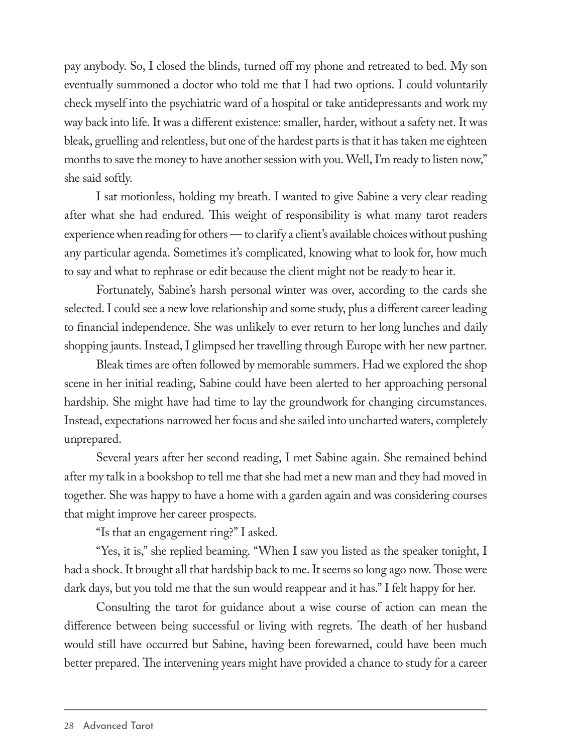pay anybody. So, I closed the blinds, turned off my phone and retreated to bed. My son eventually summoned a doctor who told me that I had two options. I could voluntarily check myself into the psychiatric ward of a hospital or take antidepressants and work my way back into life. It was a different existence: smaller, harder, without a safety net. It was bleak, gruelling and relentless, but one of the hardest parts is that it has taken me eighteen months to save the money to have another session with you. Well, I'm ready to listen now," she said softly.

I sat motionless, holding my breath. I wanted to give Sabine a very clear reading after what she had endured. This weight of responsibility is what many tarot readers experience when reading for others — to clarify a client's available choices without pushing any particular agenda. Sometimes it's complicated, knowing what to look for, how much to say and what to rephrase or edit because the client might not be ready to hear it.

Fortunately, Sabine's harsh personal winter was over, according to the cards she selected. I could see a new love relationship and some study, plus a different career leading to financial independence. She was unlikely to ever return to her long lunches and daily shopping jaunts. Instead, I glimpsed her travelling through Europe with her new partner.

Bleak times are often followed by memorable summers. Had we explored the shop scene in her initial reading, Sabine could have been alerted to her approaching personal hardship. She might have had time to lay the groundwork for changing circumstances. Instead, expectations narrowed her focus and she sailed into uncharted waters, completely unprepared.

Several years after her second reading, I met Sabine again. She remained behind after my talk in a bookshop to tell me that she had met a new man and they had moved in together. She was happy to have a home with a garden again and was considering courses that might improve her career prospects.

"Is that an engagement ring?" I asked.

"Yes, it is," she replied beaming. "When I saw you listed as the speaker tonight, I had a shock. It brought all that hardship back to me. It seems so long ago now. Those were dark days, but you told me that the sun would reappear and it has." I felt happy for her.

Consulting the tarot for guidance about a wise course of action can mean the difference between being successful or living with regrets. The death of her husband would still have occurred but Sabine, having been forewarned, could have been much better prepared. The intervening years might have provided a chance to study for a career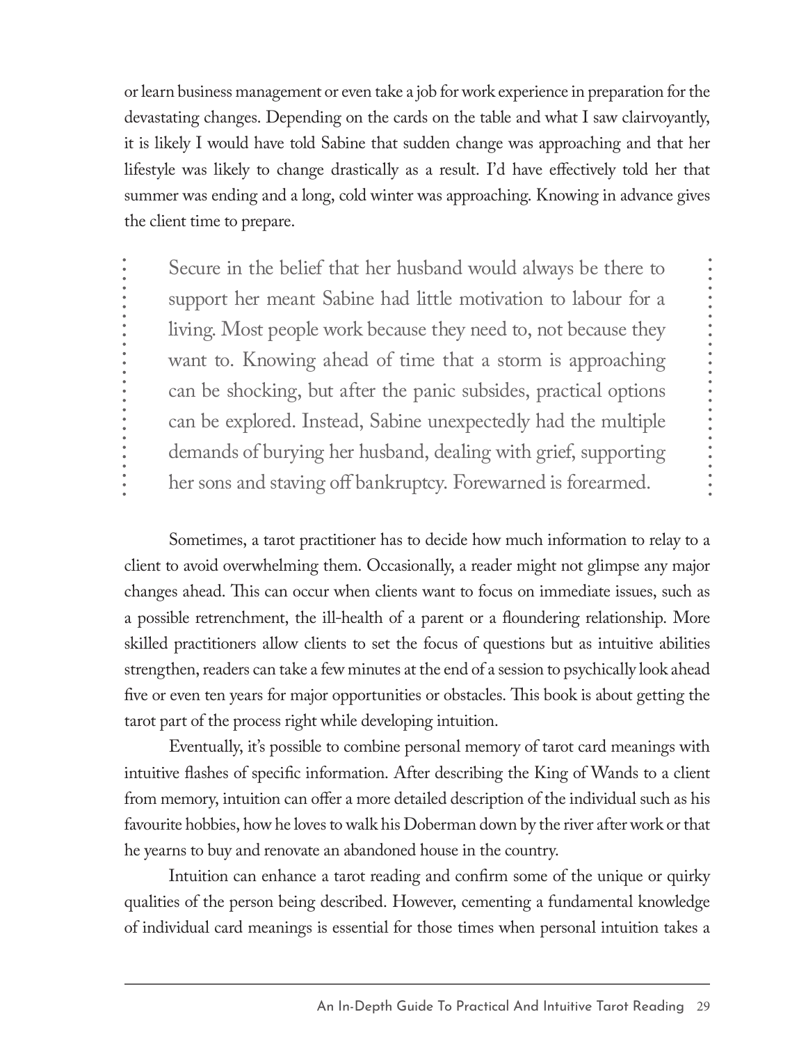or learn business management or even take a job for work experience in preparation for the devastating changes. Depending on the cards on the table and what I saw clairvoyantly, it is likely I would have told Sabine that sudden change was approaching and that her lifestyle was likely to change drastically as a result. I'd have effectively told her that summer was ending and a long, cold winter was approaching. Knowing in advance gives the client time to prepare.

> Secure in the belief that her husband would always be there to support her meant Sabine had little motivation to labour for a living. Most people work because they need to, not because they want to. Knowing ahead of time that a storm is approaching can be shocking, but after the panic subsides, practical options can be explored. Instead, Sabine unexpectedly had the multiple demands of burying her husband, dealing with grief, supporting her sons and staving off bankruptcy. Forewarned is forearmed.

Sometimes, a tarot practitioner has to decide how much information to relay to a client to avoid overwhelming them. Occasionally, a reader might not glimpse any major changes ahead. This can occur when clients want to focus on immediate issues, such as a possible retrenchment, the ill-health of a parent or a floundering relationship. More skilled practitioners allow clients to set the focus of questions but as intuitive abilities strengthen, readers can take a few minutes at the end of a session to psychically look ahead five or even ten years for major opportunities or obstacles. This book is about getting the tarot part of the process right while developing intuition.

Eventually, it's possible to combine personal memory of tarot card meanings with intuitive flashes of specific information. After describing the King of Wands to a client from memory, intuition can offer a more detailed description of the individual such as his favourite hobbies, how he loves to walk his Doberman down by the river after work or that he yearns to buy and renovate an abandoned house in the country.

Intuition can enhance a tarot reading and confirm some of the unique or quirky qualities of the person being described. However, cementing a fundamental knowledge of individual card meanings is essential for those times when personal intuition takes a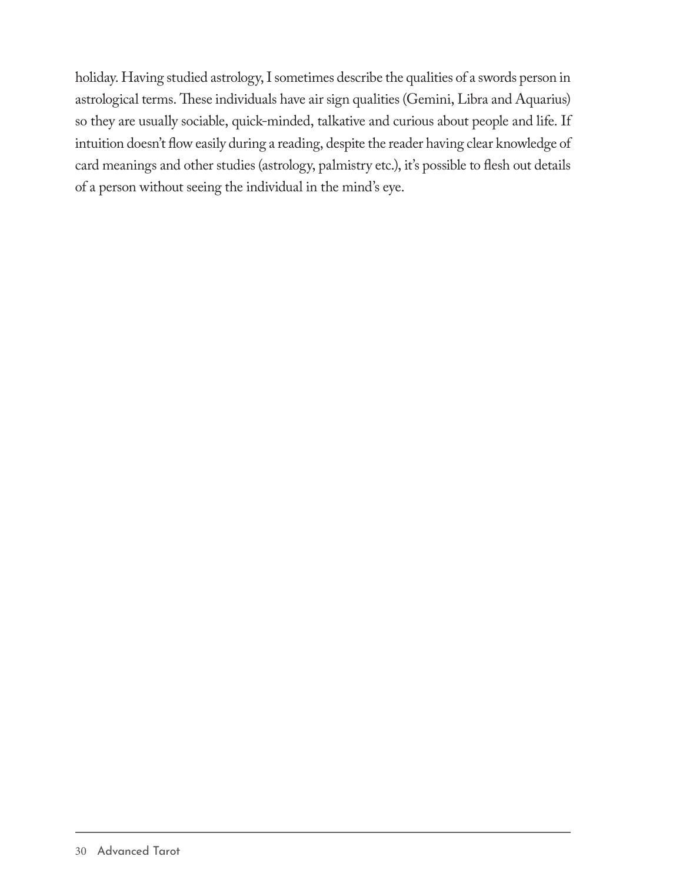holiday. Having studied astrology, I sometimes describe the qualities of a swords person in astrological terms. These individuals have air sign qualities (Gemini, Libra and Aquarius) so they are usually sociable, quick-minded, talkative and curious about people and life. If intuition doesn't flow easily during a reading, despite the reader having clear knowledge of card meanings and other studies (astrology, palmistry etc.), it's possible to flesh out details of a person without seeing the individual in the mind's eye.